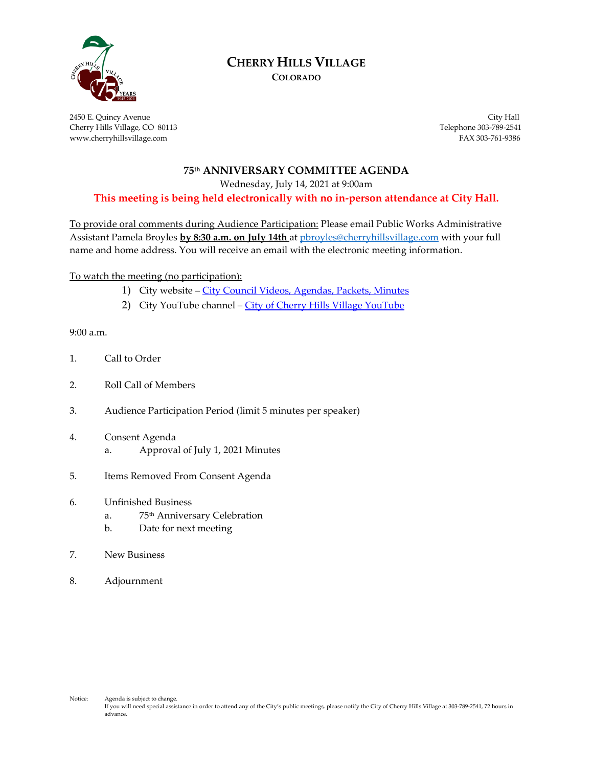# CHERRY HILLS VILLAGE

**COLORADO**

2450 E. Quincy Avenue
Cherry Hills Village, CO 80113
www.cherryhillsvillage.com

City Hall
Telephone 303-789-2541
FAX 303-761-9386

## 75th ANNIVERSARY COMMITTEE AGENDA

Wednesday, July 14, 2021 at 9:00am

**This meeting is being held electronically with no in-person attendance at City Hall.**

To provide oral comments during Audience Participation: Please email Public Works Administrative Assistant Pamela Broyles **by 8:30 a.m. on July 14th** at pbroyles@cherryhillsvillage.com with your full name and home address. You will receive an email with the electronic meeting information.

To watch the meeting (no participation):

1) City website – City Council Videos, Agendas, Packets, Minutes
2) City YouTube channel – City of Cherry Hills Village YouTube

9:00 a.m.

1. Call to Order
2. Roll Call of Members
3. Audience Participation Period (limit 5 minutes per speaker)
4. Consent Agenda
   a. Approval of July 1, 2021 Minutes
5. Items Removed From Consent Agenda
6. Unfinished Business
   a. 75th Anniversary Celebration
   b. Date for next meeting
7. New Business
8. Adjournment

Notice: Agenda is subject to change.
If you will need special assistance in order to attend any of the City's public meetings, please notify the City of Cherry Hills Village at 303-789-2541, 72 hours in advance.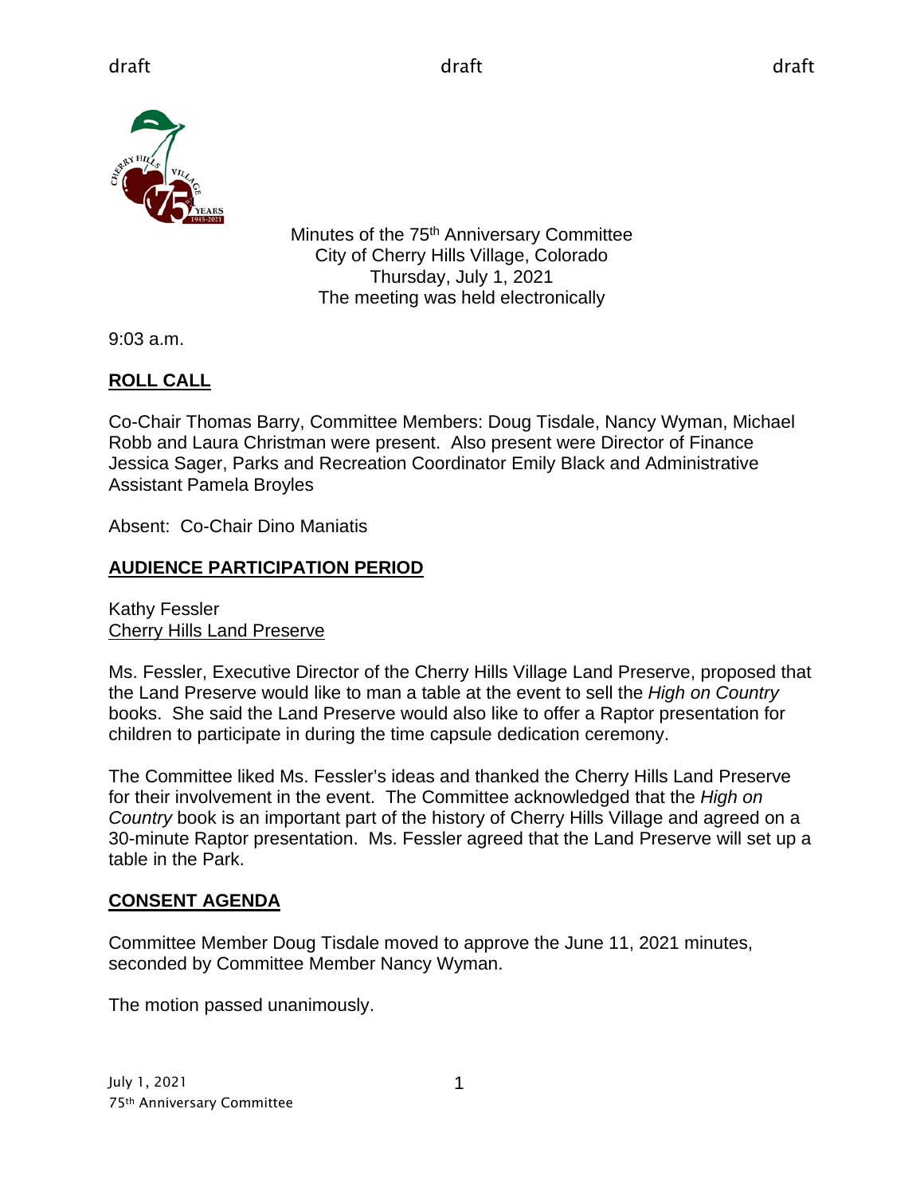draft draft draft

Minutes of the 75th Anniversary Committee
City of Cherry Hills Village, Colorado
Thursday, July 1, 2021
The meeting was held electronically

9:03 a.m.

## ROLL CALL

Co-Chair Thomas Barry, Committee Members: Doug Tisdale, Nancy Wyman, Michael Robb and Laura Christman were present. Also present were Director of Finance Jessica Sager, Parks and Recreation Coordinator Emily Black and Administrative Assistant Pamela Broyles

Absent: Co-Chair Dino Maniatis

## AUDIENCE PARTICIPATION PERIOD

Kathy Fessler
Cherry Hills Land Preserve

Ms. Fessler, Executive Director of the Cherry Hills Village Land Preserve, proposed that the Land Preserve would like to man a table at the event to sell the *High on Country* books. She said the Land Preserve would also like to offer a Raptor presentation for children to participate in during the time capsule dedication ceremony.

The Committee liked Ms. Fessler's ideas and thanked the Cherry Hills Land Preserve for their involvement in the event. The Committee acknowledged that the *High on Country* book is an important part of the history of Cherry Hills Village and agreed on a 30-minute Raptor presentation. Ms. Fessler agreed that the Land Preserve will set up a table in the Park.

## CONSENT AGENDA

Committee Member Doug Tisdale moved to approve the June 11, 2021 minutes, seconded by Committee Member Nancy Wyman.

The motion passed unanimously.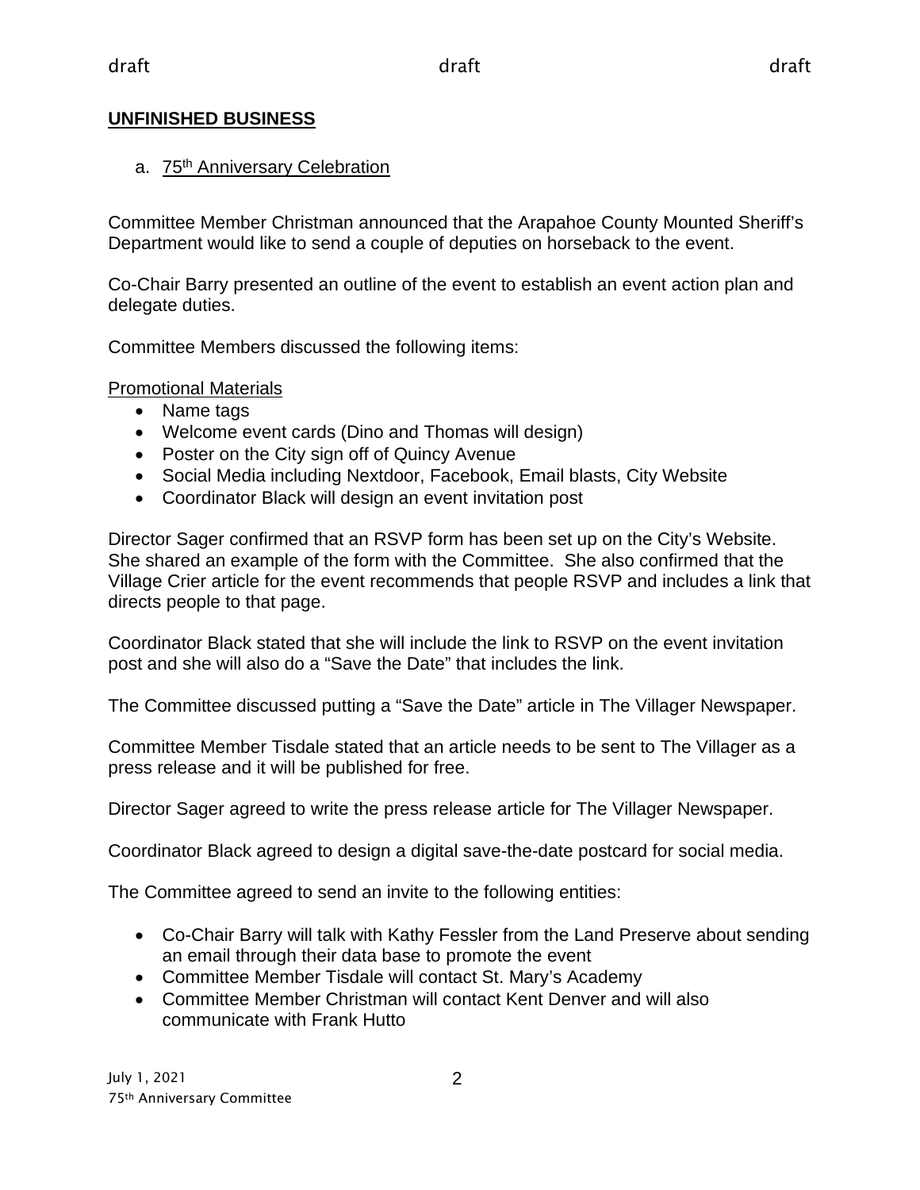## UNFINISHED BUSINESS

a. 75th Anniversary Celebration

Committee Member Christman announced that the Arapahoe County Mounted Sheriff's Department would like to send a couple of deputies on horseback to the event.

Co-Chair Barry presented an outline of the event to establish an event action plan and delegate duties.

Committee Members discussed the following items:

Promotional Materials

- Name tags
- Welcome event cards (Dino and Thomas will design)
- Poster on the City sign off of Quincy Avenue
- Social Media including Nextdoor, Facebook, Email blasts, City Website
- Coordinator Black will design an event invitation post

Director Sager confirmed that an RSVP form has been set up on the City's Website. She shared an example of the form with the Committee. She also confirmed that the Village Crier article for the event recommends that people RSVP and includes a link that directs people to that page.

Coordinator Black stated that she will include the link to RSVP on the event invitation post and she will also do a "Save the Date" that includes the link.

The Committee discussed putting a "Save the Date" article in The Villager Newspaper.

Committee Member Tisdale stated that an article needs to be sent to The Villager as a press release and it will be published for free.

Director Sager agreed to write the press release article for The Villager Newspaper.

Coordinator Black agreed to design a digital save-the-date postcard for social media.

The Committee agreed to send an invite to the following entities:

- Co-Chair Barry will talk with Kathy Fessler from the Land Preserve about sending an email through their data base to promote the event
- Committee Member Tisdale will contact St. Mary's Academy
- Committee Member Christman will contact Kent Denver and will also communicate with Frank Hutto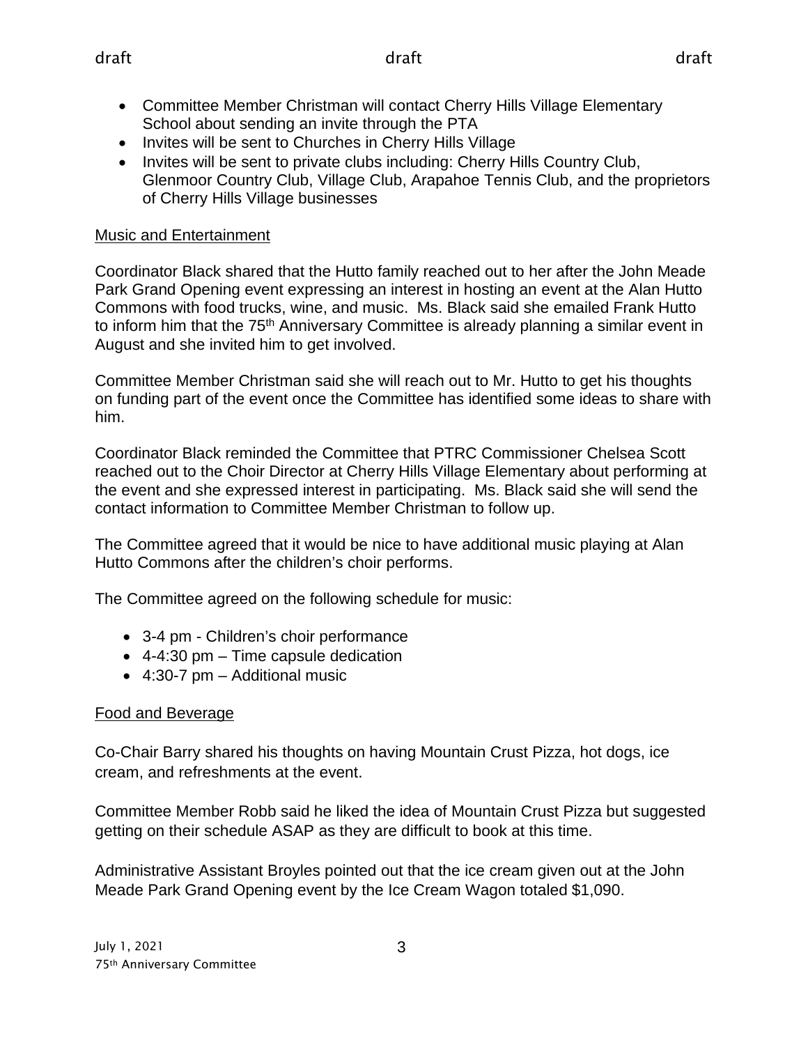- Committee Member Christman will contact Cherry Hills Village Elementary School about sending an invite through the PTA
- Invites will be sent to Churches in Cherry Hills Village
- Invites will be sent to private clubs including: Cherry Hills Country Club, Glenmoor Country Club, Village Club, Arapahoe Tennis Club, and the proprietors of Cherry Hills Village businesses

<u>Music and Entertainment</u>

Coordinator Black shared that the Hutto family reached out to her after the John Meade Park Grand Opening event expressing an interest in hosting an event at the Alan Hutto Commons with food trucks, wine, and music. Ms. Black said she emailed Frank Hutto to inform him that the 75th Anniversary Committee is already planning a similar event in August and she invited him to get involved.

Committee Member Christman said she will reach out to Mr. Hutto to get his thoughts on funding part of the event once the Committee has identified some ideas to share with him.

Coordinator Black reminded the Committee that PTRC Commissioner Chelsea Scott reached out to the Choir Director at Cherry Hills Village Elementary about performing at the event and she expressed interest in participating. Ms. Black said she will send the contact information to Committee Member Christman to follow up.

The Committee agreed that it would be nice to have additional music playing at Alan Hutto Commons after the children's choir performs.

The Committee agreed on the following schedule for music:

- 3-4 pm - Children's choir performance
- 4-4:30 pm – Time capsule dedication
- 4:30-7 pm – Additional music

<u>Food and Beverage</u>

Co-Chair Barry shared his thoughts on having Mountain Crust Pizza, hot dogs, ice cream, and refreshments at the event.

Committee Member Robb said he liked the idea of Mountain Crust Pizza but suggested getting on their schedule ASAP as they are difficult to book at this time.

Administrative Assistant Broyles pointed out that the ice cream given out at the John Meade Park Grand Opening event by the Ice Cream Wagon totaled $1,090.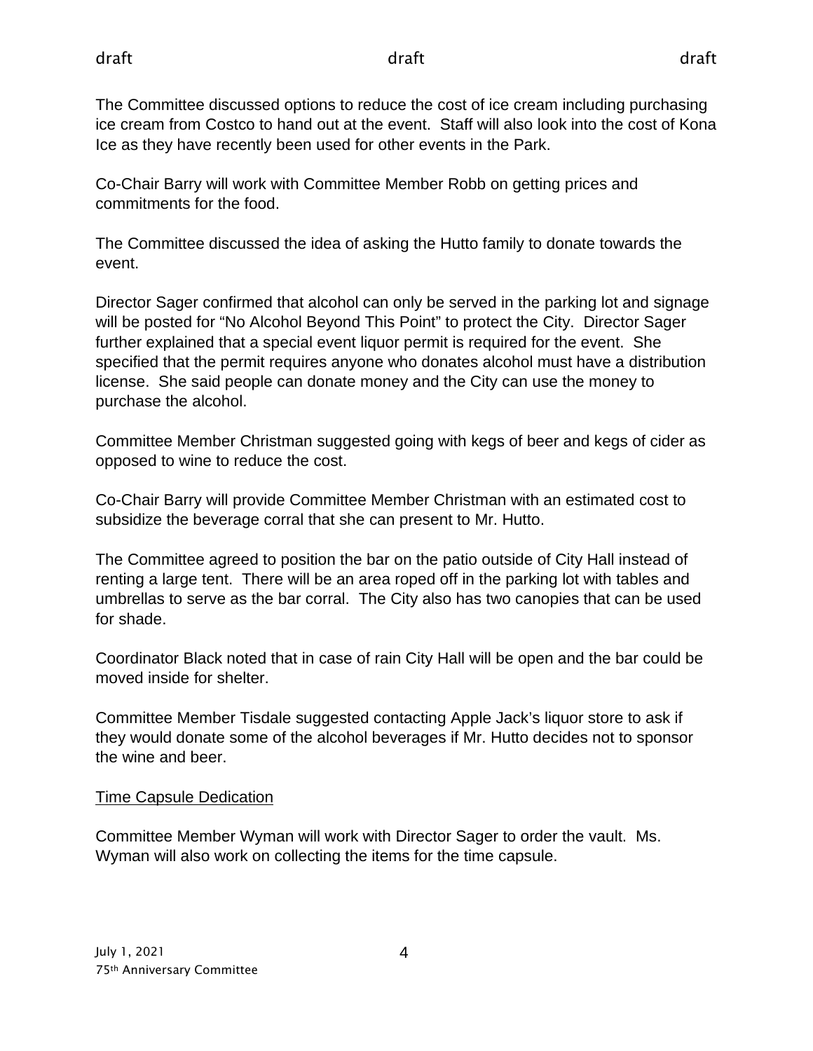The Committee discussed options to reduce the cost of ice cream including purchasing ice cream from Costco to hand out at the event. Staff will also look into the cost of Kona Ice as they have recently been used for other events in the Park.

Co-Chair Barry will work with Committee Member Robb on getting prices and commitments for the food.

The Committee discussed the idea of asking the Hutto family to donate towards the event.

Director Sager confirmed that alcohol can only be served in the parking lot and signage will be posted for "No Alcohol Beyond This Point" to protect the City. Director Sager further explained that a special event liquor permit is required for the event. She specified that the permit requires anyone who donates alcohol must have a distribution license. She said people can donate money and the City can use the money to purchase the alcohol.

Committee Member Christman suggested going with kegs of beer and kegs of cider as opposed to wine to reduce the cost.

Co-Chair Barry will provide Committee Member Christman with an estimated cost to subsidize the beverage corral that she can present to Mr. Hutto.

The Committee agreed to position the bar on the patio outside of City Hall instead of renting a large tent. There will be an area roped off in the parking lot with tables and umbrellas to serve as the bar corral. The City also has two canopies that can be used for shade.

Coordinator Black noted that in case of rain City Hall will be open and the bar could be moved inside for shelter.

Committee Member Tisdale suggested contacting Apple Jack's liquor store to ask if they would donate some of the alcohol beverages if Mr. Hutto decides not to sponsor the wine and beer.

<u>Time Capsule Dedication</u>

Committee Member Wyman will work with Director Sager to order the vault. Ms. Wyman will also work on collecting the items for the time capsule.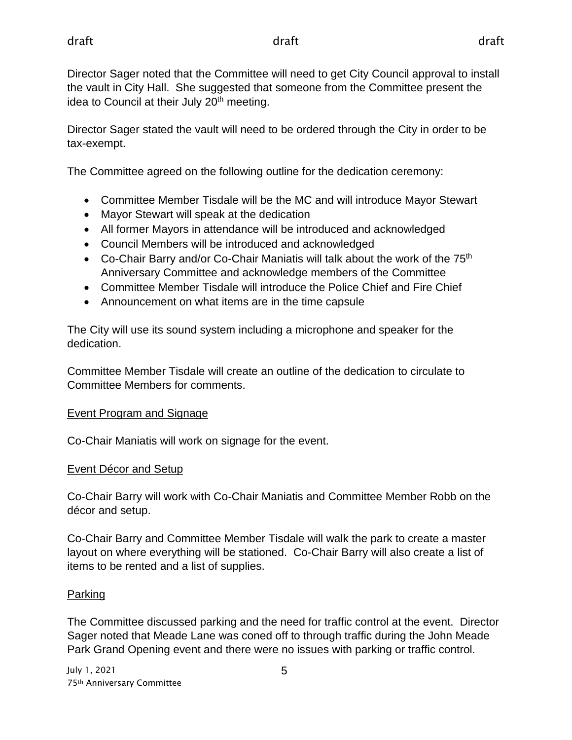Director Sager noted that the Committee will need to get City Council approval to install the vault in City Hall. She suggested that someone from the Committee present the idea to Council at their July 20th meeting.

Director Sager stated the vault will need to be ordered through the City in order to be tax-exempt.

The Committee agreed on the following outline for the dedication ceremony:

- Committee Member Tisdale will be the MC and will introduce Mayor Stewart
- Mayor Stewart will speak at the dedication
- All former Mayors in attendance will be introduced and acknowledged
- Council Members will be introduced and acknowledged
- Co-Chair Barry and/or Co-Chair Maniatis will talk about the work of the 75th Anniversary Committee and acknowledge members of the Committee
- Committee Member Tisdale will introduce the Police Chief and Fire Chief
- Announcement on what items are in the time capsule

The City will use its sound system including a microphone and speaker for the dedication.

Committee Member Tisdale will create an outline of the dedication to circulate to Committee Members for comments.

Event Program and Signage

Co-Chair Maniatis will work on signage for the event.

Event Décor and Setup

Co-Chair Barry will work with Co-Chair Maniatis and Committee Member Robb on the décor and setup.

Co-Chair Barry and Committee Member Tisdale will walk the park to create a master layout on where everything will be stationed. Co-Chair Barry will also create a list of items to be rented and a list of supplies.

Parking

The Committee discussed parking and the need for traffic control at the event. Director Sager noted that Meade Lane was coned off to through traffic during the John Meade Park Grand Opening event and there were no issues with parking or traffic control.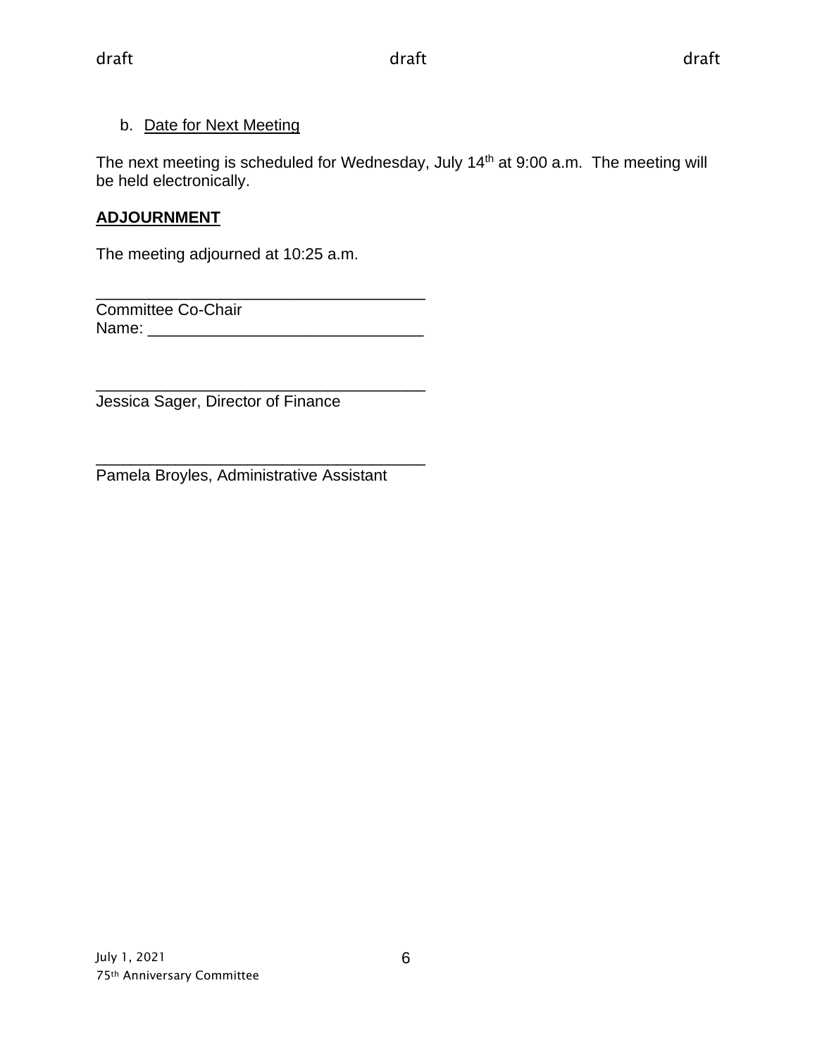b. Date for Next Meeting

The next meeting is scheduled for Wednesday, July 14th at 9:00 a.m. The meeting will be held electronically.

**ADJOURNMENT**

The meeting adjourned at 10:25 a.m.

_____________________________________
Committee Co-Chair
Name: _______________________________

_____________________________________
Jessica Sager, Director of Finance

_____________________________________
Pamela Broyles, Administrative Assistant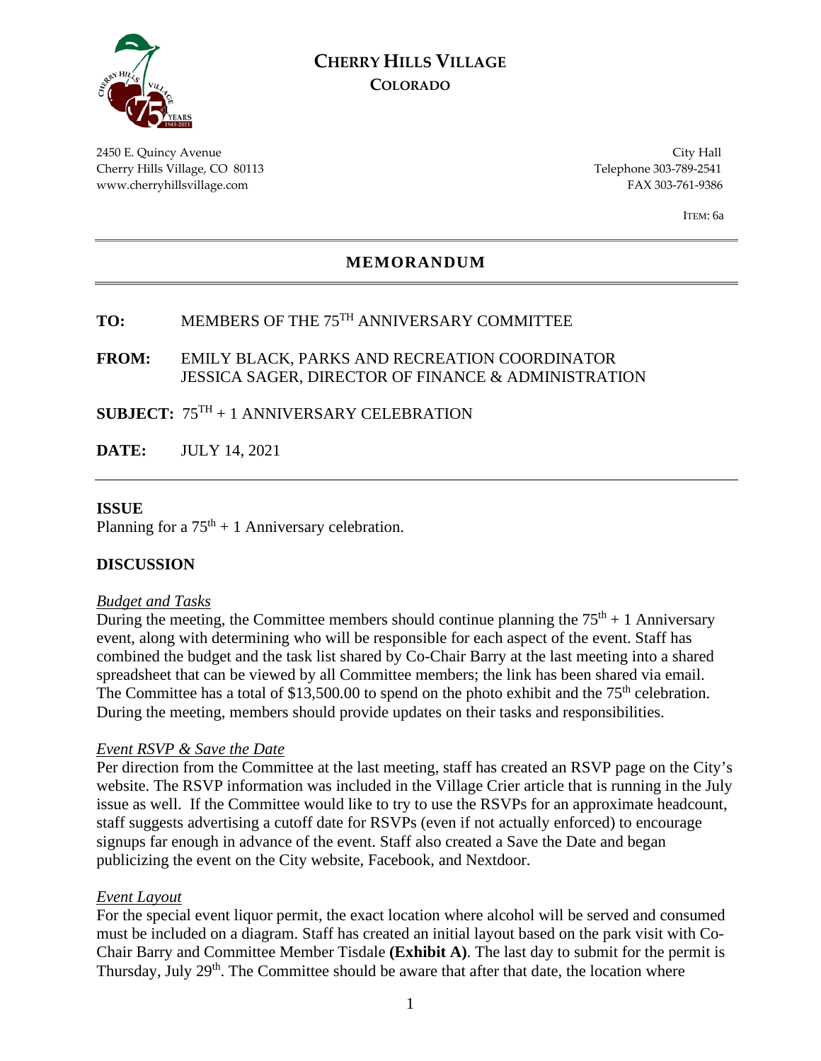# CHERRY HILLS VILLAGE
## COLORADO

2450 E. Quincy Avenue
Cherry Hills Village, CO 80113
www.cherryhillsvillage.com

City Hall
Telephone 303-789-2541
FAX 303-761-9386

ITEM: 6a

## MEMORANDUM

**TO:** MEMBERS OF THE 75$^{TH}$ ANNIVERSARY COMMITTEE

**FROM:** EMILY BLACK, PARKS AND RECREATION COORDINATOR
JESSICA SAGER, DIRECTOR OF FINANCE & ADMINISTRATION

**SUBJECT:** 75$^{TH}$ + 1 ANNIVERSARY CELEBRATION

**DATE:** JULY 14, 2021

### ISSUE

Planning for a 75$^{th}$ + 1 Anniversary celebration.

### DISCUSSION

*Budget and Tasks*

During the meeting, the Committee members should continue planning the 75$^{th}$ + 1 Anniversary event, along with determining who will be responsible for each aspect of the event. Staff has combined the budget and the task list shared by Co-Chair Barry at the last meeting into a shared spreadsheet that can be viewed by all Committee members; the link has been shared via email. The Committee has a total of $13,500.00 to spend on the photo exhibit and the 75$^{th}$ celebration. During the meeting, members should provide updates on their tasks and responsibilities.

*Event RSVP & Save the Date*

Per direction from the Committee at the last meeting, staff has created an RSVP page on the City's website. The RSVP information was included in the Village Crier article that is running in the July issue as well. If the Committee would like to try to use the RSVPs for an approximate headcount, staff suggests advertising a cutoff date for RSVPs (even if not actually enforced) to encourage signups far enough in advance of the event. Staff also created a Save the Date and began publicizing the event on the City website, Facebook, and Nextdoor.

*Event Layout*

For the special event liquor permit, the exact location where alcohol will be served and consumed must be included on a diagram. Staff has created an initial layout based on the park visit with Co-Chair Barry and Committee Member Tisdale **(Exhibit A)**. The last day to submit for the permit is Thursday, July 29$^{th}$. The Committee should be aware that after that date, the location where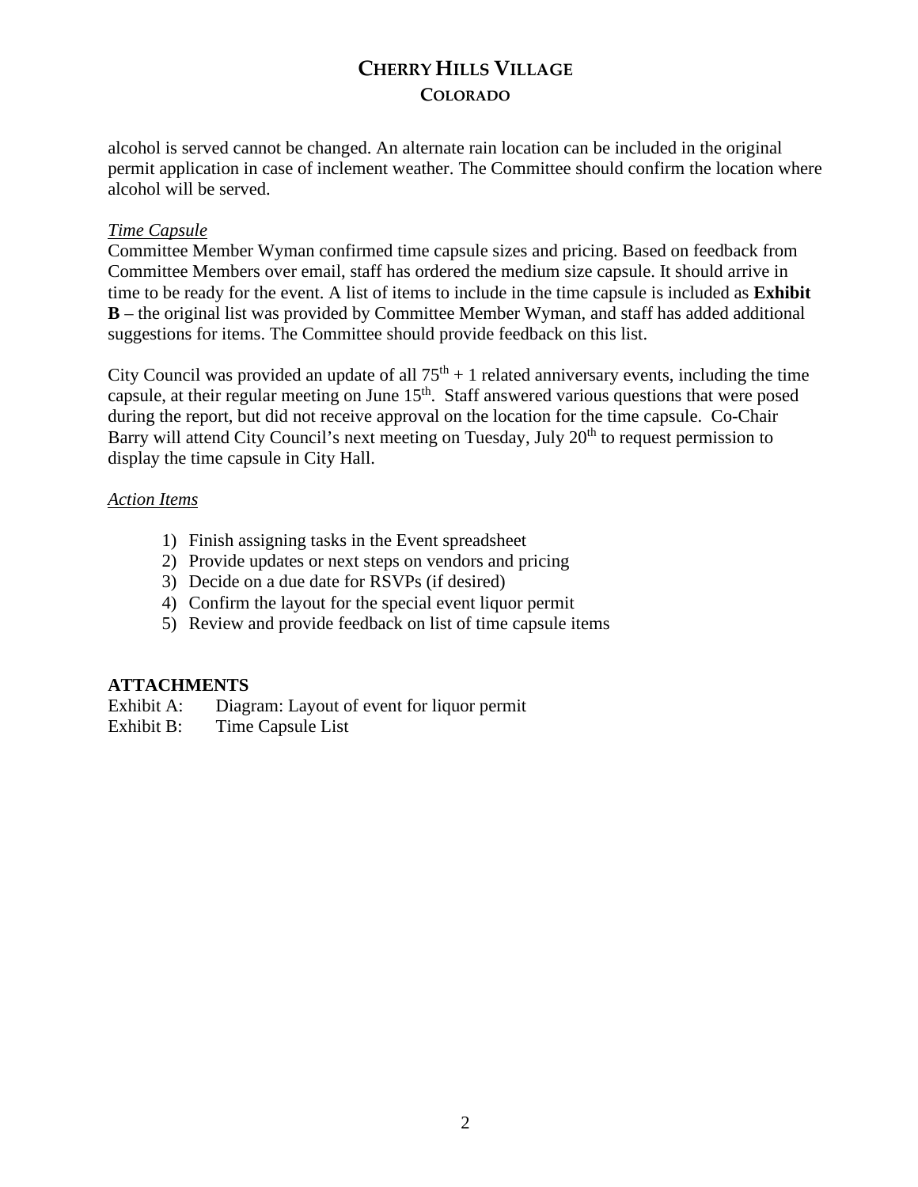alcohol is served cannot be changed. An alternate rain location can be included in the original permit application in case of inclement weather. The Committee should confirm the location where alcohol will be served.

*Time Capsule*

Committee Member Wyman confirmed time capsule sizes and pricing. Based on feedback from Committee Members over email, staff has ordered the medium size capsule. It should arrive in time to be ready for the event. A list of items to include in the time capsule is included as **Exhibit B** – the original list was provided by Committee Member Wyman, and staff has added additional suggestions for items. The Committee should provide feedback on this list.

City Council was provided an update of all 75$^{th}$ + 1 related anniversary events, including the time capsule, at their regular meeting on June 15$^{th}$. Staff answered various questions that were posed during the report, but did not receive approval on the location for the time capsule. Co-Chair Barry will attend City Council's next meeting on Tuesday, July 20$^{th}$ to request permission to display the time capsule in City Hall.

*Action Items*

1) Finish assigning tasks in the Event spreadsheet
2) Provide updates or next steps on vendors and pricing
3) Decide on a due date for RSVPs (if desired)
4) Confirm the layout for the special event liquor permit
5) Review and provide feedback on list of time capsule items

**ATTACHMENTS**

Exhibit A: Diagram: Layout of event for liquor permit
Exhibit B: Time Capsule List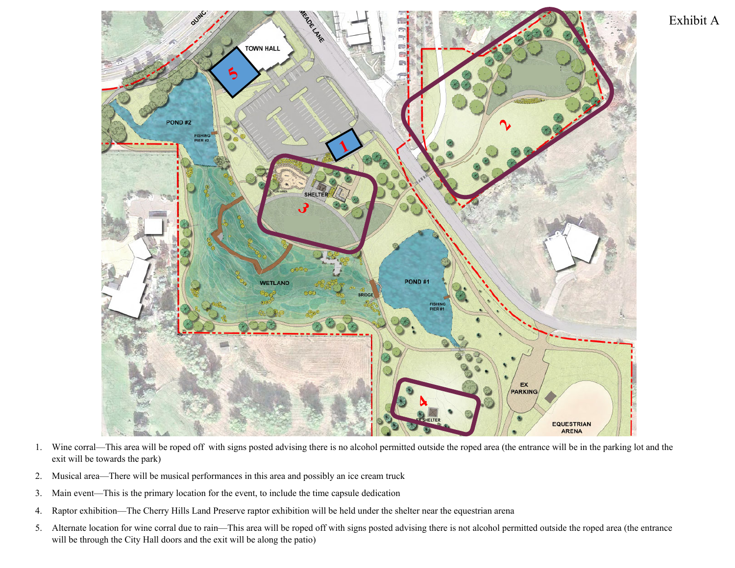Exhibit A

1. Wine corral—This area will be roped off with signs posted advising there is no alcohol permitted outside the roped area (the entrance will be in the parking lot and the exit will be towards the park)
2. Musical area—There will be musical performances in this area and possibly an ice cream truck
3. Main event—This is the primary location for the event, to include the time capsule dedication
4. Raptor exhibition—The Cherry Hills Land Preserve raptor exhibition will be held under the shelter near the equestrian arena
5. Alternate location for wine corral due to rain—This area will be roped off with signs posted advising there is not alcohol permitted outside the roped area (the entrance will be through the City Hall doors and the exit will be along the patio)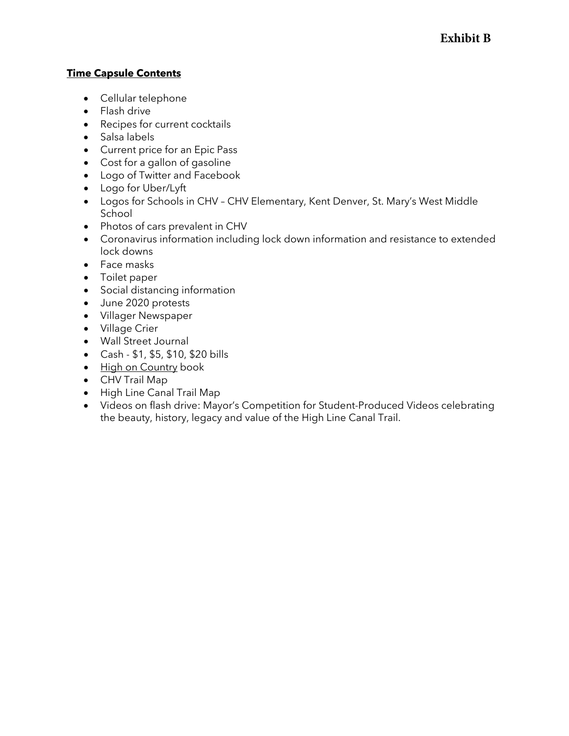**Exhibit B**

**Time Capsule Contents**

- Cellular telephone
- Flash drive
- Recipes for current cocktails
- Salsa labels
- Current price for an Epic Pass
- Cost for a gallon of gasoline
- Logo of Twitter and Facebook
- Logo for Uber/Lyft
- Logos for Schools in CHV – CHV Elementary, Kent Denver, St. Mary's West Middle School
- Photos of cars prevalent in CHV
- Coronavirus information including lock down information and resistance to extended lock downs
- Face masks
- Toilet paper
- Social distancing information
- June 2020 protests
- Villager Newspaper
- Village Crier
- Wall Street Journal
- Cash - $1, $5, $10, $20 bills
- High on Country book
- CHV Trail Map
- High Line Canal Trail Map
- Videos on flash drive: Mayor's Competition for Student-Produced Videos celebrating the beauty, history, legacy and value of the High Line Canal Trail.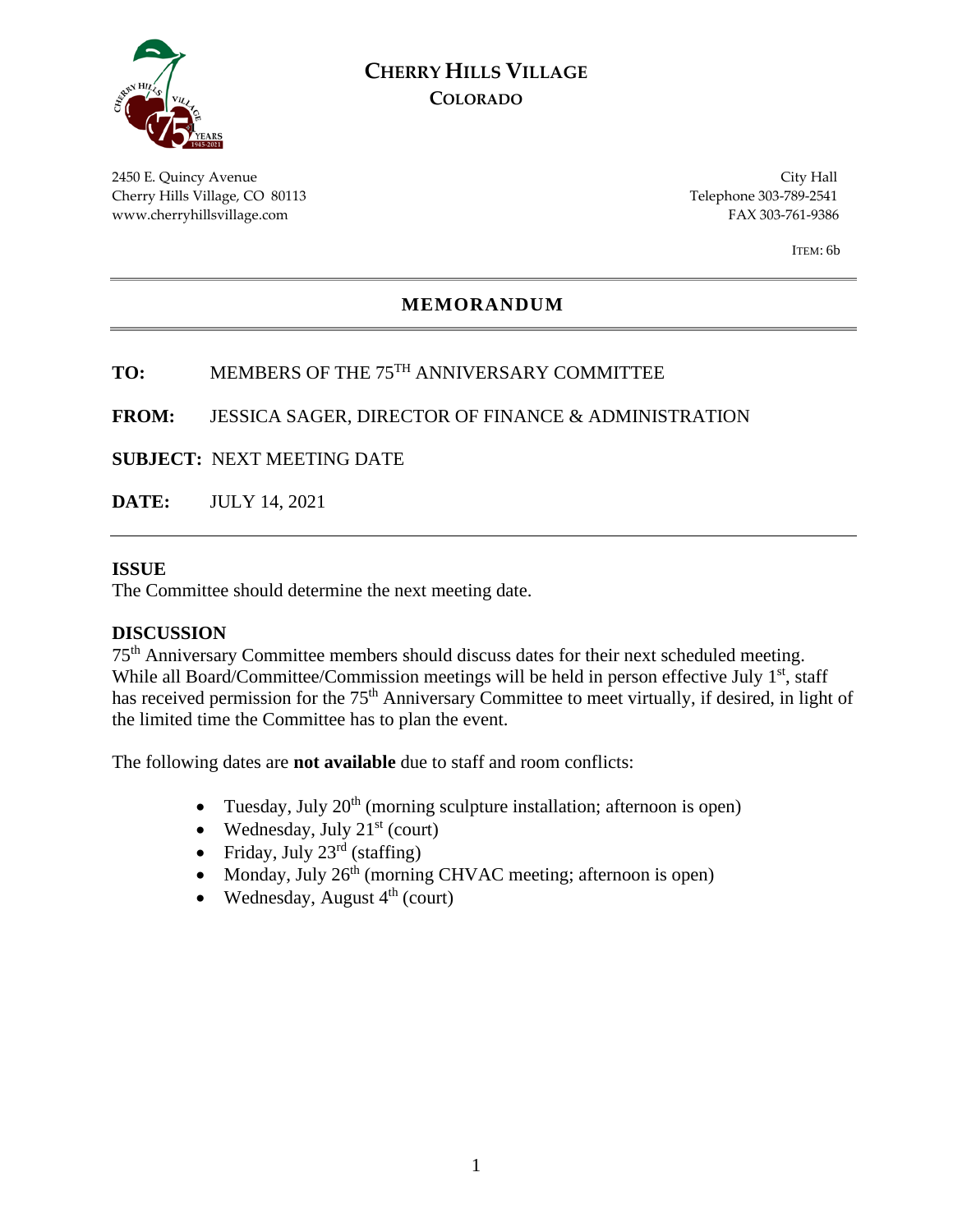# CHERRY HILLS VILLAGE
## COLORADO

2450 E. Quincy Avenue
Cherry Hills Village, CO 80113
www.cherryhillsvillage.com

City Hall
Telephone 303-789-2541
FAX 303-761-9386

ITEM: 6b

## MEMORANDUM

**TO:** MEMBERS OF THE 75TH ANNIVERSARY COMMITTEE

**FROM:** JESSICA SAGER, DIRECTOR OF FINANCE & ADMINISTRATION

**SUBJECT:** NEXT MEETING DATE

**DATE:** JULY 14, 2021

---

**ISSUE**

The Committee should determine the next meeting date.

**DISCUSSION**

75th Anniversary Committee members should discuss dates for their next scheduled meeting. While all Board/Committee/Commission meetings will be held in person effective July 1st, staff has received permission for the 75th Anniversary Committee to meet virtually, if desired, in light of the limited time the Committee has to plan the event.

The following dates are **not available** due to staff and room conflicts:

- Tuesday, July 20th (morning sculpture installation; afternoon is open)
- Wednesday, July 21st (court)
- Friday, July 23rd (staffing)
- Monday, July 26th (morning CHVAC meeting; afternoon is open)
- Wednesday, August 4th (court)